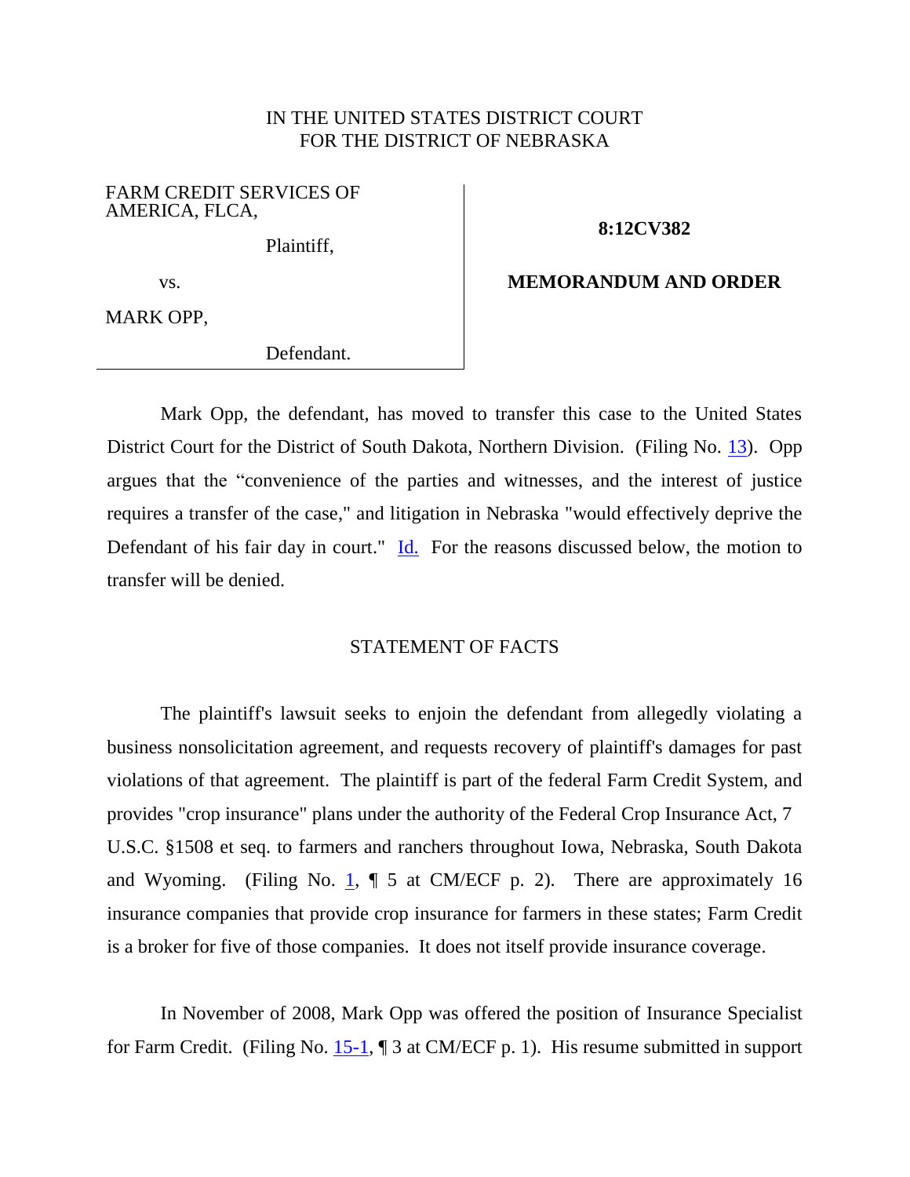IN THE UNITED STATES DISTRICT COURT
FOR THE DISTRICT OF NEBRASKA

| | |
|---|---|
| FARM CREDIT SERVICES OF AMERICA, FLCA,<br><br>Plaintiff,<br><br>vs.<br><br>MARK OPP,<br><br>Defendant. | **8:12CV382**<br><br>**MEMORANDUM AND ORDER** |

Mark Opp, the defendant, has moved to transfer this case to the United States District Court for the District of South Dakota, Northern Division. (Filing No. 13). Opp argues that the "convenience of the parties and witnesses, and the interest of justice requires a transfer of the case," and litigation in Nebraska "would effectively deprive the Defendant of his fair day in court." Id. For the reasons discussed below, the motion to transfer will be denied.

## STATEMENT OF FACTS

The plaintiff's lawsuit seeks to enjoin the defendant from allegedly violating a business nonsolicitation agreement, and requests recovery of plaintiff's damages for past violations of that agreement. The plaintiff is part of the federal Farm Credit System, and provides "crop insurance" plans under the authority of the Federal Crop Insurance Act, 7 U.S.C. §1508 et seq. to farmers and ranchers throughout Iowa, Nebraska, South Dakota and Wyoming. (Filing No. 1, ¶ 5 at CM/ECF p. 2). There are approximately 16 insurance companies that provide crop insurance for farmers in these states; Farm Credit is a broker for five of those companies. It does not itself provide insurance coverage.

In November of 2008, Mark Opp was offered the position of Insurance Specialist for Farm Credit. (Filing No. 15-1, ¶ 3 at CM/ECF p. 1). His resume submitted in support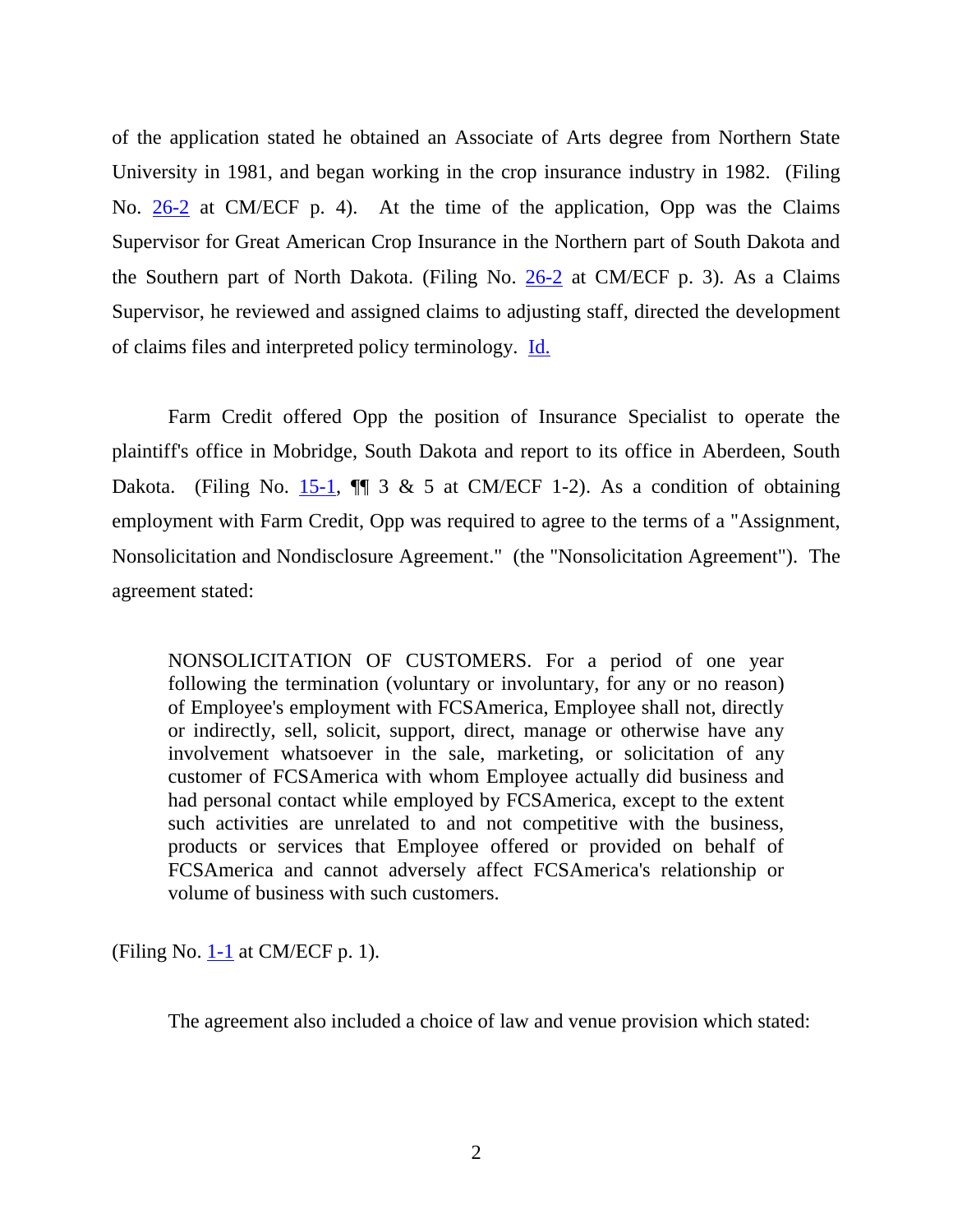of the application stated he obtained an Associate of Arts degree from Northern State University in 1981, and began working in the crop insurance industry in 1982. (Filing No. 26-2 at CM/ECF p. 4). At the time of the application, Opp was the Claims Supervisor for Great American Crop Insurance in the Northern part of South Dakota and the Southern part of North Dakota. (Filing No. 26-2 at CM/ECF p. 3). As a Claims Supervisor, he reviewed and assigned claims to adjusting staff, directed the development of claims files and interpreted policy terminology. Id.

Farm Credit offered Opp the position of Insurance Specialist to operate the plaintiff's office in Mobridge, South Dakota and report to its office in Aberdeen, South Dakota. (Filing No. 15-1, ¶¶ 3 & 5 at CM/ECF 1-2). As a condition of obtaining employment with Farm Credit, Opp was required to agree to the terms of a "Assignment, Nonsolicitation and Nondisclosure Agreement." (the "Nonsolicitation Agreement"). The agreement stated:

> NONSOLICITATION OF CUSTOMERS. For a period of one year following the termination (voluntary or involuntary, for any or no reason) of Employee's employment with FCSAmerica, Employee shall not, directly or indirectly, sell, solicit, support, direct, manage or otherwise have any involvement whatsoever in the sale, marketing, or solicitation of any customer of FCSAmerica with whom Employee actually did business and had personal contact while employed by FCSAmerica, except to the extent such activities are unrelated to and not competitive with the business, products or services that Employee offered or provided on behalf of FCSAmerica and cannot adversely affect FCSAmerica's relationship or volume of business with such customers.

(Filing No. 1-1 at CM/ECF p. 1).

The agreement also included a choice of law and venue provision which stated: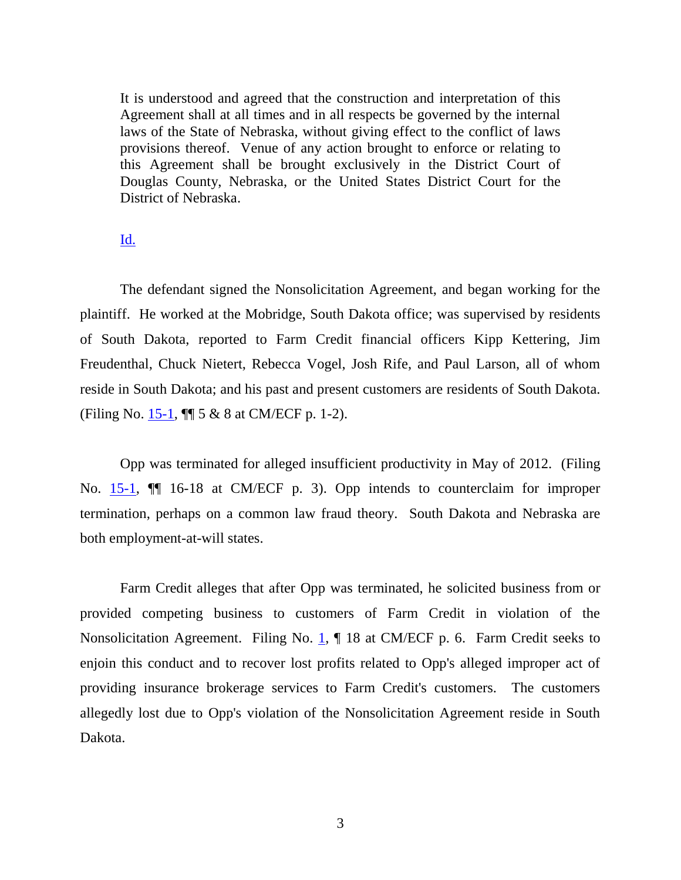> It is understood and agreed that the construction and interpretation of this Agreement shall at all times and in all respects be governed by the internal laws of the State of Nebraska, without giving effect to the conflict of laws provisions thereof. Venue of any action brought to enforce or relating to this Agreement shall be brought exclusively in the District Court of Douglas County, Nebraska, or the United States District Court for the District of Nebraska.
>
> Id.

The defendant signed the Nonsolicitation Agreement, and began working for the plaintiff. He worked at the Mobridge, South Dakota office; was supervised by residents of South Dakota, reported to Farm Credit financial officers Kipp Kettering, Jim Freudenthal, Chuck Nietert, Rebecca Vogel, Josh Rife, and Paul Larson, all of whom reside in South Dakota; and his past and present customers are residents of South Dakota. (Filing No. 15-1, ¶¶ 5 & 8 at CM/ECF p. 1-2).

Opp was terminated for alleged insufficient productivity in May of 2012. (Filing No. 15-1, ¶¶ 16-18 at CM/ECF p. 3). Opp intends to counterclaim for improper termination, perhaps on a common law fraud theory. South Dakota and Nebraska are both employment-at-will states.

Farm Credit alleges that after Opp was terminated, he solicited business from or provided competing business to customers of Farm Credit in violation of the Nonsolicitation Agreement. Filing No. 1, ¶ 18 at CM/ECF p. 6. Farm Credit seeks to enjoin this conduct and to recover lost profits related to Opp's alleged improper act of providing insurance brokerage services to Farm Credit's customers. The customers allegedly lost due to Opp's violation of the Nonsolicitation Agreement reside in South Dakota.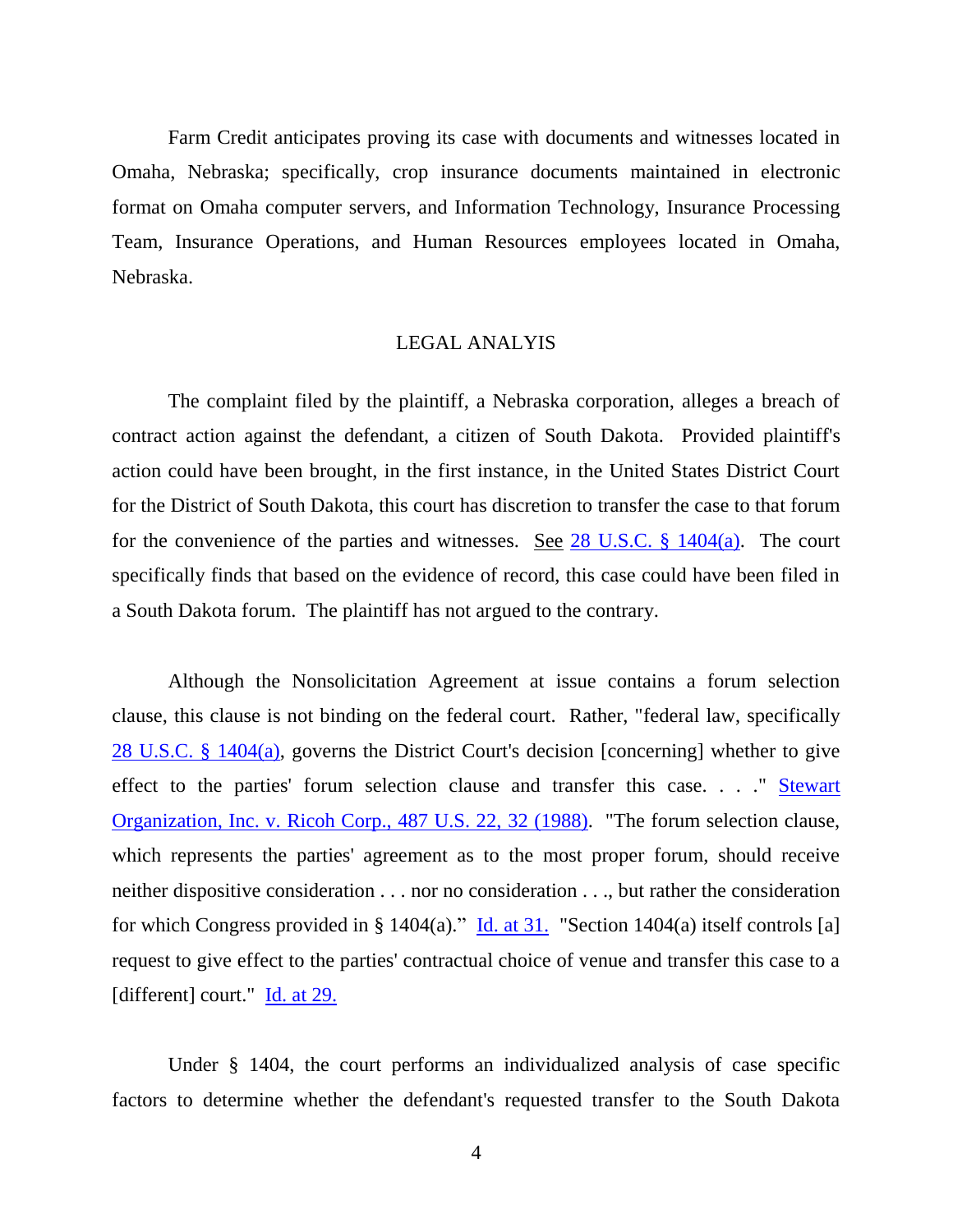Farm Credit anticipates proving its case with documents and witnesses located in Omaha, Nebraska; specifically, crop insurance documents maintained in electronic format on Omaha computer servers, and Information Technology, Insurance Processing Team, Insurance Operations, and Human Resources employees located in Omaha, Nebraska.

## LEGAL ANALYIS

The complaint filed by the plaintiff, a Nebraska corporation, alleges a breach of contract action against the defendant, a citizen of South Dakota. Provided plaintiff's action could have been brought, in the first instance, in the United States District Court for the District of South Dakota, this court has discretion to transfer the case to that forum for the convenience of the parties and witnesses. See 28 U.S.C. § 1404(a). The court specifically finds that based on the evidence of record, this case could have been filed in a South Dakota forum. The plaintiff has not argued to the contrary.

Although the Nonsolicitation Agreement at issue contains a forum selection clause, this clause is not binding on the federal court. Rather, "federal law, specifically 28 U.S.C. § 1404(a), governs the District Court's decision [concerning] whether to give effect to the parties' forum selection clause and transfer this case. . . ." Stewart Organization, Inc. v. Ricoh Corp., 487 U.S. 22, 32 (1988). "The forum selection clause, which represents the parties' agreement as to the most proper forum, should receive neither dispositive consideration . . . nor no consideration . . ., but rather the consideration for which Congress provided in § 1404(a)." Id. at 31. "Section 1404(a) itself controls [a] request to give effect to the parties' contractual choice of venue and transfer this case to a [different] court." Id. at 29.

Under § 1404, the court performs an individualized analysis of case specific factors to determine whether the defendant's requested transfer to the South Dakota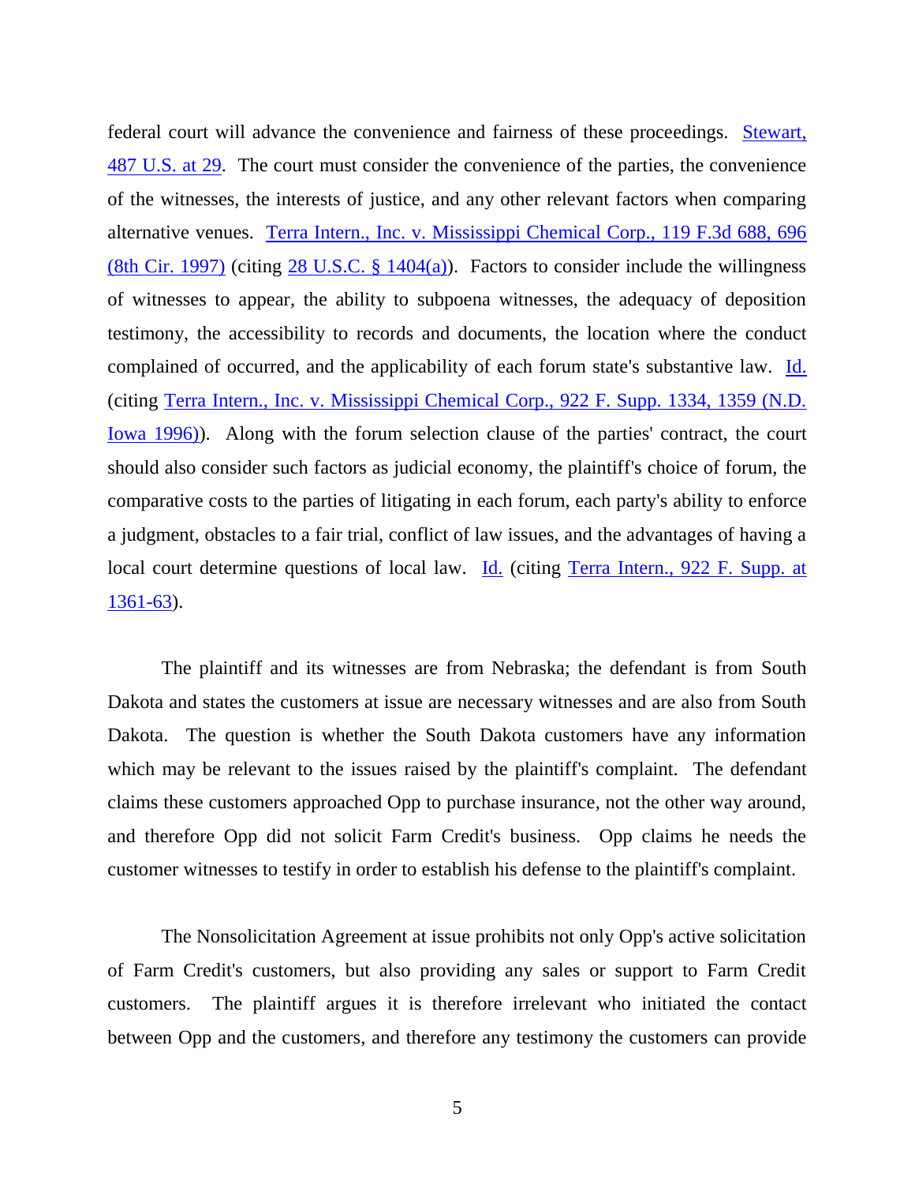federal court will advance the convenience and fairness of these proceedings. Stewart, 487 U.S. at 29. The court must consider the convenience of the parties, the convenience of the witnesses, the interests of justice, and any other relevant factors when comparing alternative venues. Terra Intern., Inc. v. Mississippi Chemical Corp., 119 F.3d 688, 696 (8th Cir. 1997) (citing 28 U.S.C. § 1404(a)). Factors to consider include the willingness of witnesses to appear, the ability to subpoena witnesses, the adequacy of deposition testimony, the accessibility to records and documents, the location where the conduct complained of occurred, and the applicability of each forum state's substantive law. Id. (citing Terra Intern., Inc. v. Mississippi Chemical Corp., 922 F. Supp. 1334, 1359 (N.D. Iowa 1996)). Along with the forum selection clause of the parties' contract, the court should also consider such factors as judicial economy, the plaintiff's choice of forum, the comparative costs to the parties of litigating in each forum, each party's ability to enforce a judgment, obstacles to a fair trial, conflict of law issues, and the advantages of having a local court determine questions of local law. Id. (citing Terra Intern., 922 F. Supp. at 1361-63).

The plaintiff and its witnesses are from Nebraska; the defendant is from South Dakota and states the customers at issue are necessary witnesses and are also from South Dakota. The question is whether the South Dakota customers have any information which may be relevant to the issues raised by the plaintiff's complaint. The defendant claims these customers approached Opp to purchase insurance, not the other way around, and therefore Opp did not solicit Farm Credit's business. Opp claims he needs the customer witnesses to testify in order to establish his defense to the plaintiff's complaint.

The Nonsolicitation Agreement at issue prohibits not only Opp's active solicitation of Farm Credit's customers, but also providing any sales or support to Farm Credit customers. The plaintiff argues it is therefore irrelevant who initiated the contact between Opp and the customers, and therefore any testimony the customers can provide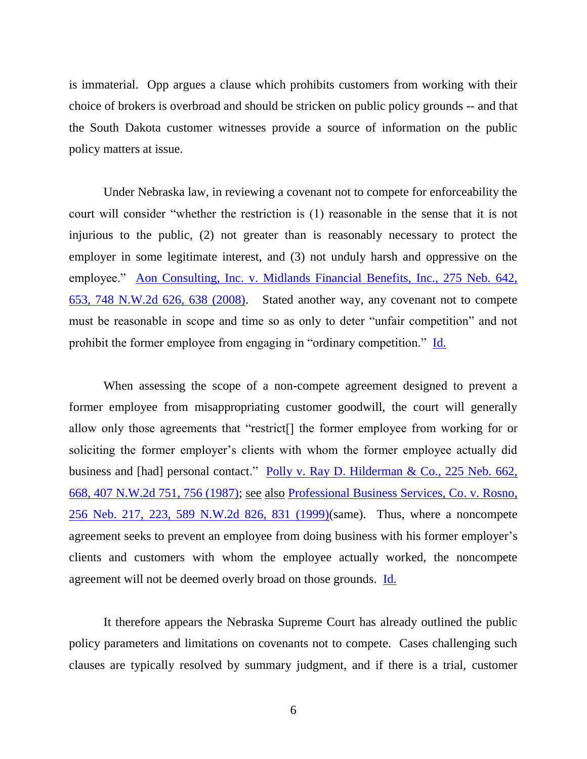is immaterial. Opp argues a clause which prohibits customers from working with their choice of brokers is overbroad and should be stricken on public policy grounds -- and that the South Dakota customer witnesses provide a source of information on the public policy matters at issue.

Under Nebraska law, in reviewing a covenant not to compete for enforceability the court will consider "whether the restriction is (1) reasonable in the sense that it is not injurious to the public, (2) not greater than is reasonably necessary to protect the employer in some legitimate interest, and (3) not unduly harsh and oppressive on the employee." Aon Consulting, Inc. v. Midlands Financial Benefits, Inc., 275 Neb. 642, 653, 748 N.W.2d 626, 638 (2008). Stated another way, any covenant not to compete must be reasonable in scope and time so as only to deter "unfair competition" and not prohibit the former employee from engaging in "ordinary competition." Id.

When assessing the scope of a non-compete agreement designed to prevent a former employee from misappropriating customer goodwill, the court will generally allow only those agreements that "restrict[] the former employee from working for or soliciting the former employer's clients with whom the former employee actually did business and [had] personal contact." Polly v. Ray D. Hilderman & Co., 225 Neb. 662, 668, 407 N.W.2d 751, 756 (1987); see also Professional Business Services, Co. v. Rosno, 256 Neb. 217, 223, 589 N.W.2d 826, 831 (1999)(same). Thus, where a noncompete agreement seeks to prevent an employee from doing business with his former employer's clients and customers with whom the employee actually worked, the noncompete agreement will not be deemed overly broad on those grounds. Id.

It therefore appears the Nebraska Supreme Court has already outlined the public policy parameters and limitations on covenants not to compete. Cases challenging such clauses are typically resolved by summary judgment, and if there is a trial, customer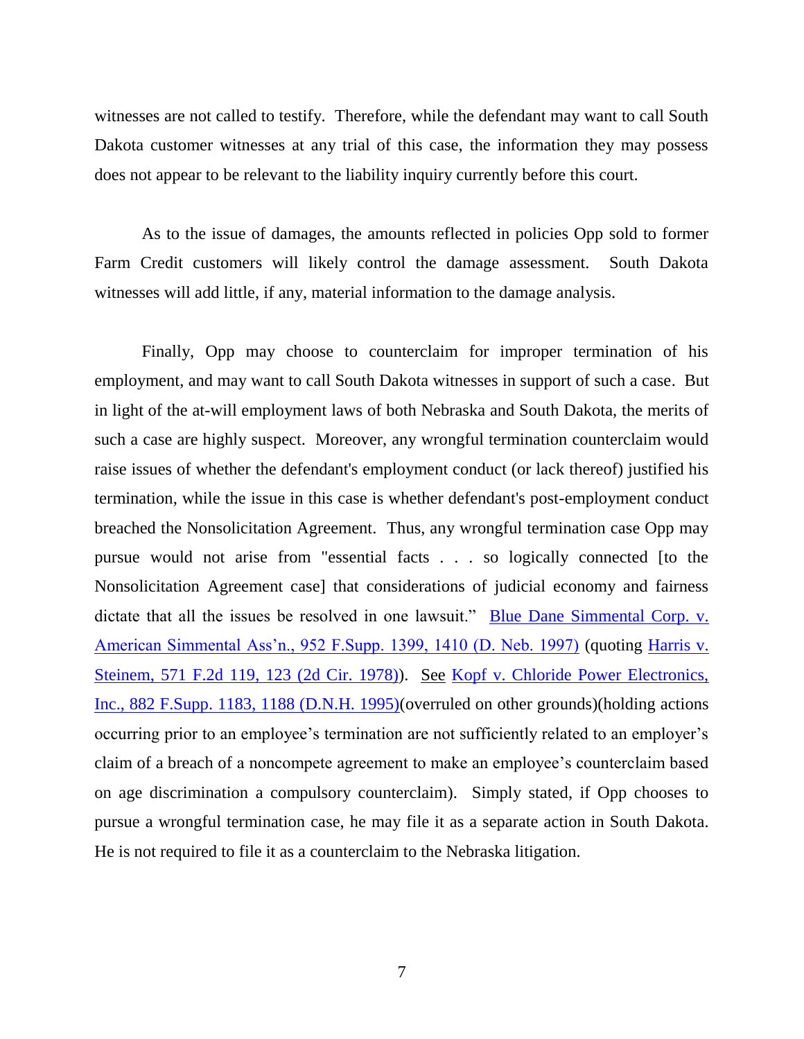witnesses are not called to testify. Therefore, while the defendant may want to call South Dakota customer witnesses at any trial of this case, the information they may possess does not appear to be relevant to the liability inquiry currently before this court.

As to the issue of damages, the amounts reflected in policies Opp sold to former Farm Credit customers will likely control the damage assessment. South Dakota witnesses will add little, if any, material information to the damage analysis.

Finally, Opp may choose to counterclaim for improper termination of his employment, and may want to call South Dakota witnesses in support of such a case. But in light of the at-will employment laws of both Nebraska and South Dakota, the merits of such a case are highly suspect. Moreover, any wrongful termination counterclaim would raise issues of whether the defendant's employment conduct (or lack thereof) justified his termination, while the issue in this case is whether defendant's post-employment conduct breached the Nonsolicitation Agreement. Thus, any wrongful termination case Opp may pursue would not arise from "essential facts . . . so logically connected [to the Nonsolicitation Agreement case] that considerations of judicial economy and fairness dictate that all the issues be resolved in one lawsuit." Blue Dane Simmental Corp. v. American Simmental Ass'n., 952 F.Supp. 1399, 1410 (D. Neb. 1997) (quoting Harris v. Steinem, 571 F.2d 119, 123 (2d Cir. 1978)). See Kopf v. Chloride Power Electronics, Inc., 882 F.Supp. 1183, 1188 (D.N.H. 1995)(overruled on other grounds)(holding actions occurring prior to an employee's termination are not sufficiently related to an employer's claim of a breach of a noncompete agreement to make an employee's counterclaim based on age discrimination a compulsory counterclaim). Simply stated, if Opp chooses to pursue a wrongful termination case, he may file it as a separate action in South Dakota. He is not required to file it as a counterclaim to the Nebraska litigation.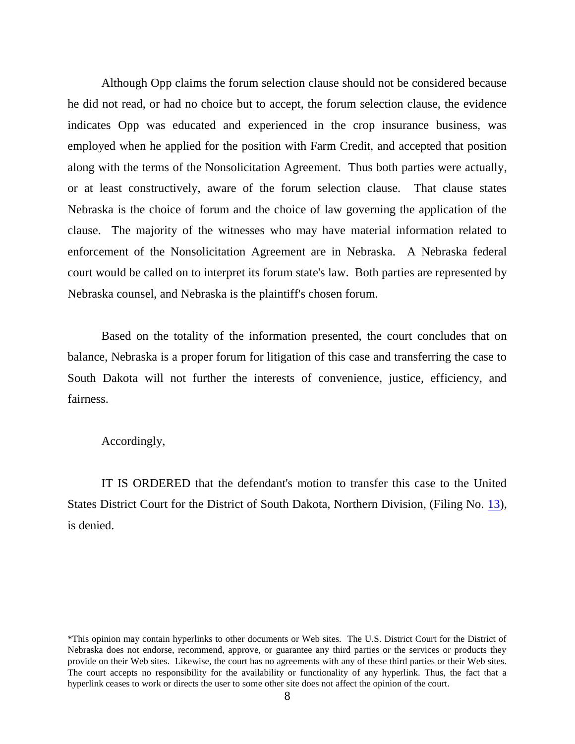Although Opp claims the forum selection clause should not be considered because he did not read, or had no choice but to accept, the forum selection clause, the evidence indicates Opp was educated and experienced in the crop insurance business, was employed when he applied for the position with Farm Credit, and accepted that position along with the terms of the Nonsolicitation Agreement. Thus both parties were actually, or at least constructively, aware of the forum selection clause. That clause states Nebraska is the choice of forum and the choice of law governing the application of the clause. The majority of the witnesses who may have material information related to enforcement of the Nonsolicitation Agreement are in Nebraska. A Nebraska federal court would be called on to interpret its forum state's law. Both parties are represented by Nebraska counsel, and Nebraska is the plaintiff's chosen forum.

Based on the totality of the information presented, the court concludes that on balance, Nebraska is a proper forum for litigation of this case and transferring the case to South Dakota will not further the interests of convenience, justice, efficiency, and fairness.

Accordingly,

IT IS ORDERED that the defendant's motion to transfer this case to the United States District Court for the District of South Dakota, Northern Division, (Filing No. 13), is denied.

*This opinion may contain hyperlinks to other documents or Web sites. The U.S. District Court for the District of Nebraska does not endorse, recommend, approve, or guarantee any third parties or the services or products they provide on their Web sites. Likewise, the court has no agreements with any of these third parties or their Web sites. The court accepts no responsibility for the availability or functionality of any hyperlink. Thus, the fact that a hyperlink ceases to work or directs the user to some other site does not affect the opinion of the court.